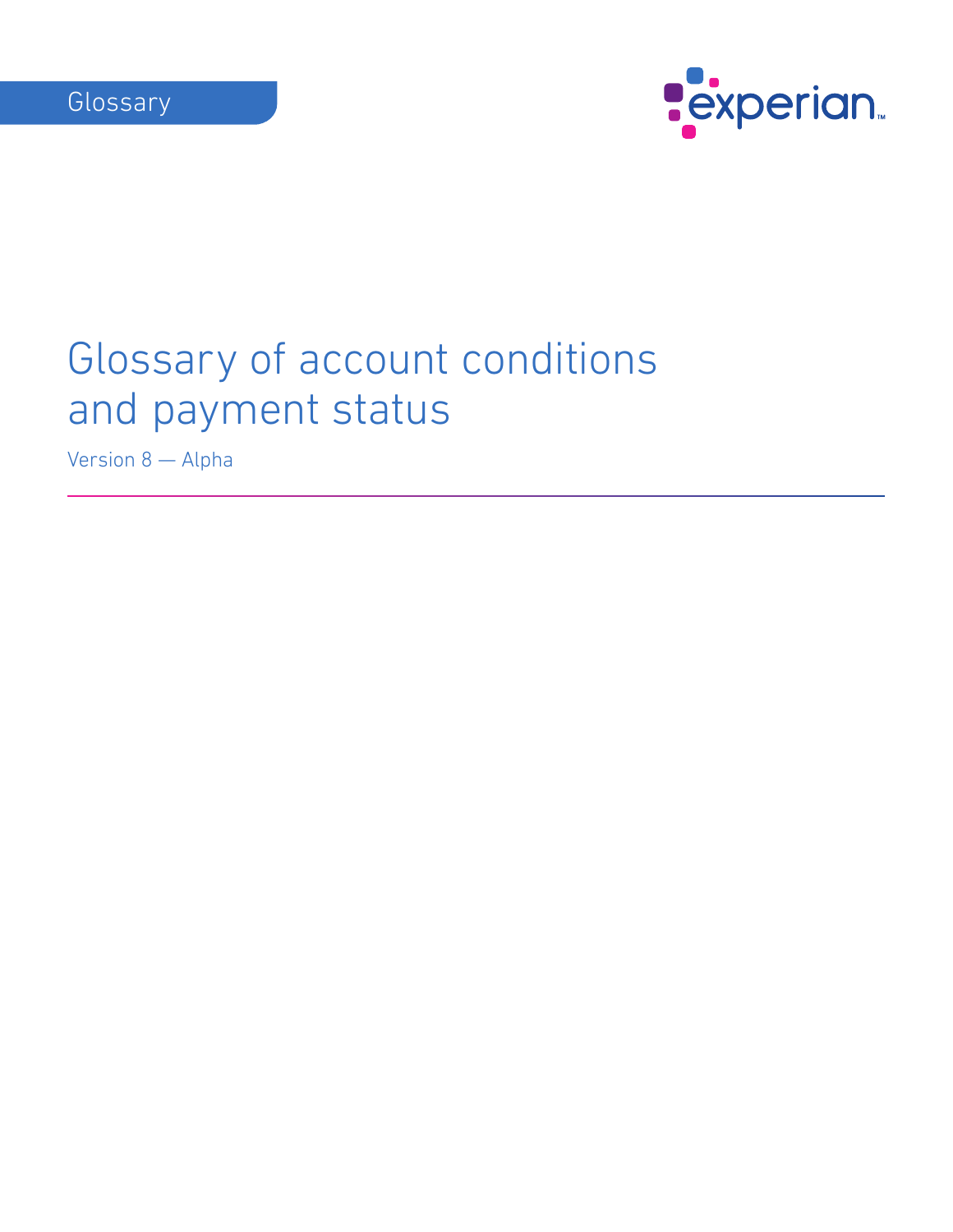Glossary

experian

# Glossary of account conditions and payment status

Version 8 — Alpha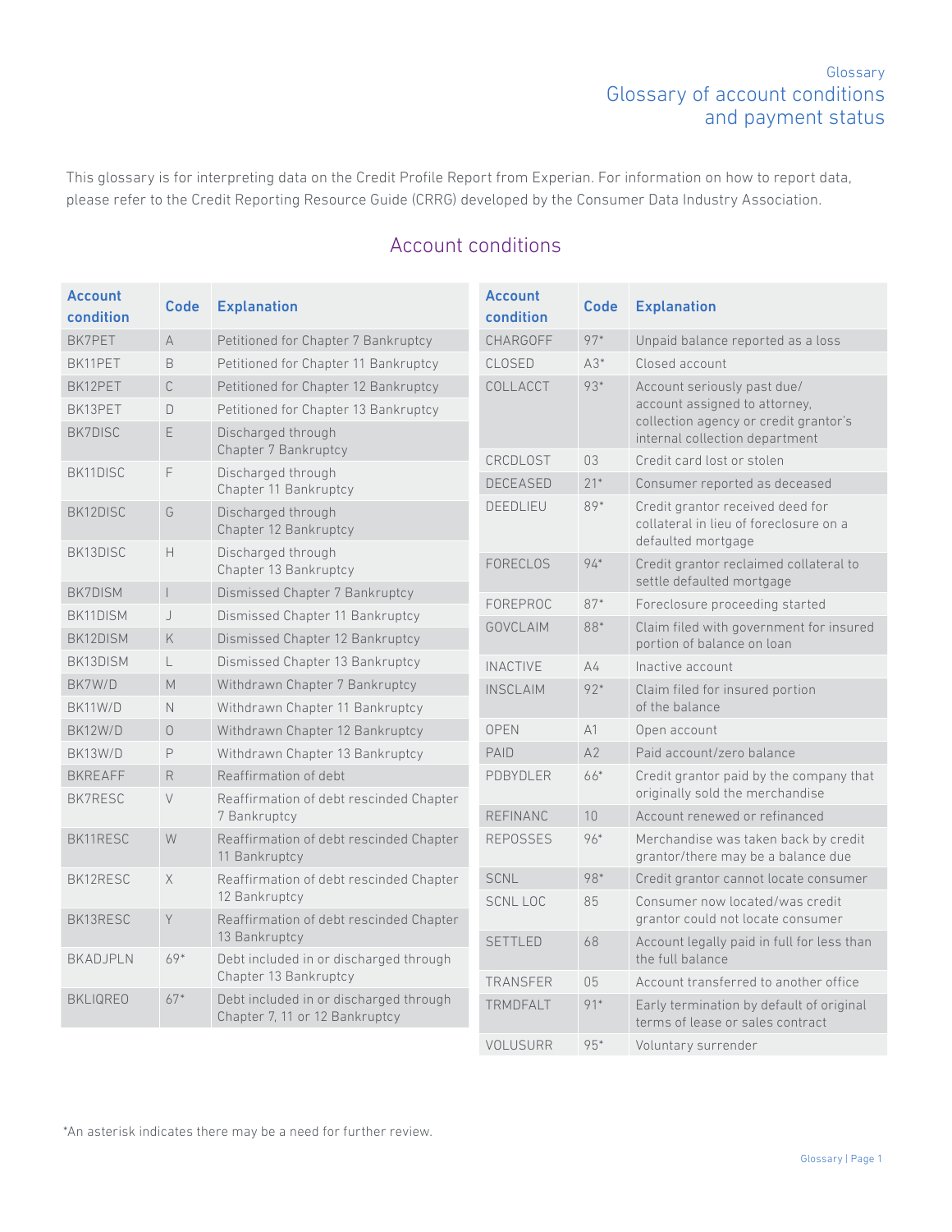## Glossary of account conditions and payment status

This glossary is for interpreting data on the Credit Profile Report from Experian. For information on how to report data, please refer to the Credit Reporting Resource Guide (CRRG) developed by the Consumer Data Industry Association.

### Account conditions

| Account condition | Code | Explanation |
|---|---|---|
| BK7PET | A | Petitioned for Chapter 7 Bankruptcy |
| BK11PET | B | Petitioned for Chapter 11 Bankruptcy |
| BK12PET | C | Petitioned for Chapter 12 Bankruptcy |
| BK13PET | D | Petitioned for Chapter 13 Bankruptcy |
| BK7DISC | E | Discharged through Chapter 7 Bankruptcy |
| BK11DISC | F | Discharged through Chapter 11 Bankruptcy |
| BK12DISC | G | Discharged through Chapter 12 Bankruptcy |
| BK13DISC | H | Discharged through Chapter 13 Bankruptcy |
| BK7DISM | I | Dismissed Chapter 7 Bankruptcy |
| BK11DISM | J | Dismissed Chapter 11 Bankruptcy |
| BK12DISM | K | Dismissed Chapter 12 Bankruptcy |
| BK13DISM | L | Dismissed Chapter 13 Bankruptcy |
| BK7W/D | M | Withdrawn Chapter 7 Bankruptcy |
| BK11W/D | N | Withdrawn Chapter 11 Bankruptcy |
| BK12W/D | O | Withdrawn Chapter 12 Bankruptcy |
| BK13W/D | P | Withdrawn Chapter 13 Bankruptcy |
| BKREAFF | R | Reaffirmation of debt |
| BK7RESC | V | Reaffirmation of debt rescinded Chapter 7 Bankruptcy |
| BK11RESC | W | Reaffirmation of debt rescinded Chapter 11 Bankruptcy |
| BK12RESC | X | Reaffirmation of debt rescinded Chapter 12 Bankruptcy |
| BK13RESC | Y | Reaffirmation of debt rescinded Chapter 13 Bankruptcy |
| BKADJPLN | 69* | Debt included in or discharged through Chapter 13 Bankruptcy |
| BKLIQREO | 67* | Debt included in or discharged through Chapter 7, 11 or 12 Bankruptcy |

| Account condition | Code | Explanation |
|---|---|---|
| CHARGOFF | 97* | Unpaid balance reported as a loss |
| CLOSED | A3* | Closed account |
| COLLACCT | 93* | Account seriously past due/ account assigned to attorney, collection agency or credit grantor's internal collection department |
| CRCDLOST | 03 | Credit card lost or stolen |
| DECEASED | 21* | Consumer reported as deceased |
| DEEDLIEU | 89* | Credit grantor received deed for collateral in lieu of foreclosure on a defaulted mortgage |
| FORECLOS | 94* | Credit grantor reclaimed collateral to settle defaulted mortgage |
| FOREPROC | 87* | Foreclosure proceeding started |
| GOVCLAIM | 88* | Claim filed with government for insured portion of balance on loan |
| INACTIVE | A4 | Inactive account |
| INSCLAIM | 92* | Claim filed for insured portion of the balance |
| OPEN | A1 | Open account |
| PAID | A2 | Paid account/zero balance |
| PDBYDLER | 66* | Credit grantor paid by the company that originally sold the merchandise |
| REFINANC | 10 | Account renewed or refinanced |
| REPOSSES | 96* | Merchandise was taken back by credit grantor/there may be a balance due |
| SCNL | 98* | Credit grantor cannot locate consumer |
| SCNL LOC | 85 | Consumer now located/was credit grantor could not locate consumer |
| SETTLED | 68 | Account legally paid in full for less than the full balance |
| TRANSFER | 05 | Account transferred to another office |
| TRMDFALT | 91* | Early termination by default of original terms of lease or sales contract |
| VOLUSURR | 95* | Voluntary surrender |

*An asterisk indicates there may be a need for further review.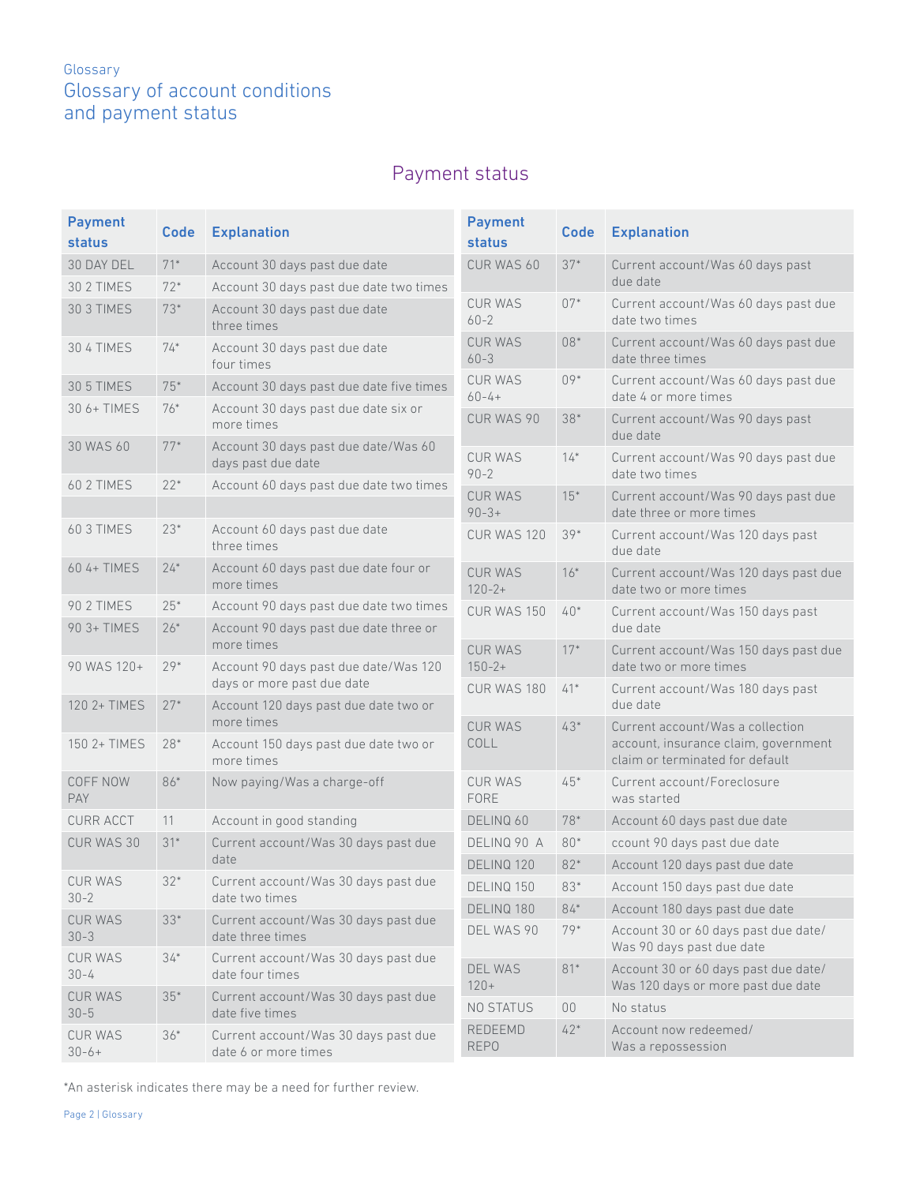Glossary

# Glossary of account conditions and payment status

## Payment status

| Payment status | Code | Explanation |
|---|---|---|
| 30 DAY DEL | 71* | Account 30 days past due date |
| 30 2 TIMES | 72* | Account 30 days past due date two times |
| 30 3 TIMES | 73* | Account 30 days past due date three times |
| 30 4 TIMES | 74* | Account 30 days past due date four times |
| 30 5 TIMES | 75* | Account 30 days past due date five times |
| 30 6+ TIMES | 76* | Account 30 days past due date six or more times |
| 30 WAS 60 | 77* | Account 30 days past due date/Was 60 days past due date |
| 60 2 TIMES | 22* | Account 60 days past due date two times |
| | | |
| 60 3 TIMES | 23* | Account 60 days past due date three times |
| 60 4+ TIMES | 24* | Account 60 days past due date four or more times |
| 90 2 TIMES | 25* | Account 90 days past due date two times |
| 90 3+ TIMES | 26* | Account 90 days past due date three or more times |
| 90 WAS 120+ | 29* | Account 90 days past due date/Was 120 days or more past due date |
| 120 2+ TIMES | 27* | Account 120 days past due date two or more times |
| 150 2+ TIMES | 28* | Account 150 days past due date two or more times |
| COFF NOW PAY | 86* | Now paying/Was a charge-off |
| CURR ACCT | 11 | Account in good standing |
| CUR WAS 30 | 31* | Current account/Was 30 days past due date |
| CUR WAS 30-2 | 32* | Current account/Was 30 days past due date two times |
| CUR WAS 30-3 | 33* | Current account/Was 30 days past due date three times |
| CUR WAS 30-4 | 34* | Current account/Was 30 days past due date four times |
| CUR WAS 30-5 | 35* | Current account/Was 30 days past due date five times |
| CUR WAS 30-6+ | 36* | Current account/Was 30 days past due date 6 or more times |
| CUR WAS 60 | 37* | Current account/Was 60 days past due date |
| CUR WAS 60-2 | 07* | Current account/Was 60 days past due date two times |
| CUR WAS 60-3 | 08* | Current account/Was 60 days past due date three times |
| CUR WAS 60-4+ | 09* | Current account/Was 60 days past due date 4 or more times |
| CUR WAS 90 | 38* | Current account/Was 90 days past due date |
| CUR WAS 90-2 | 14* | Current account/Was 90 days past due date two times |
| CUR WAS 90-3+ | 15* | Current account/Was 90 days past due date three or more times |
| CUR WAS 120 | 39* | Current account/Was 120 days past due date |
| CUR WAS 120-2+ | 16* | Current account/Was 120 days past due date two or more times |
| CUR WAS 150 | 40* | Current account/Was 150 days past due date |
| CUR WAS 150-2+ | 17* | Current account/Was 150 days past due date two or more times |
| CUR WAS 180 | 41* | Current account/Was 180 days past due date |
| CUR WAS COLL | 43* | Current account/Was a collection account, insurance claim, government claim or terminated for default |
| CUR WAS FORE | 45* | Current account/Foreclosure was started |
| DELINQ 60 | 78* | Account 60 days past due date |
| DELINQ 90 A | 80* | ccount 90 days past due date |
| DELINQ 120 | 82* | Account 120 days past due date |
| DELINQ 150 | 83* | Account 150 days past due date |
| DELINQ 180 | 84* | Account 180 days past due date |
| DEL WAS 90 | 79* | Account 30 or 60 days past due date/ Was 90 days past due date |
| DEL WAS 120+ | 81* | Account 30 or 60 days past due date/ Was 120 days or more past due date |
| NO STATUS | 00 | No status |
| REDEEMD REPO | 42* | Account now redeemed/ Was a repossession |

*An asterisk indicates there may be a need for further review.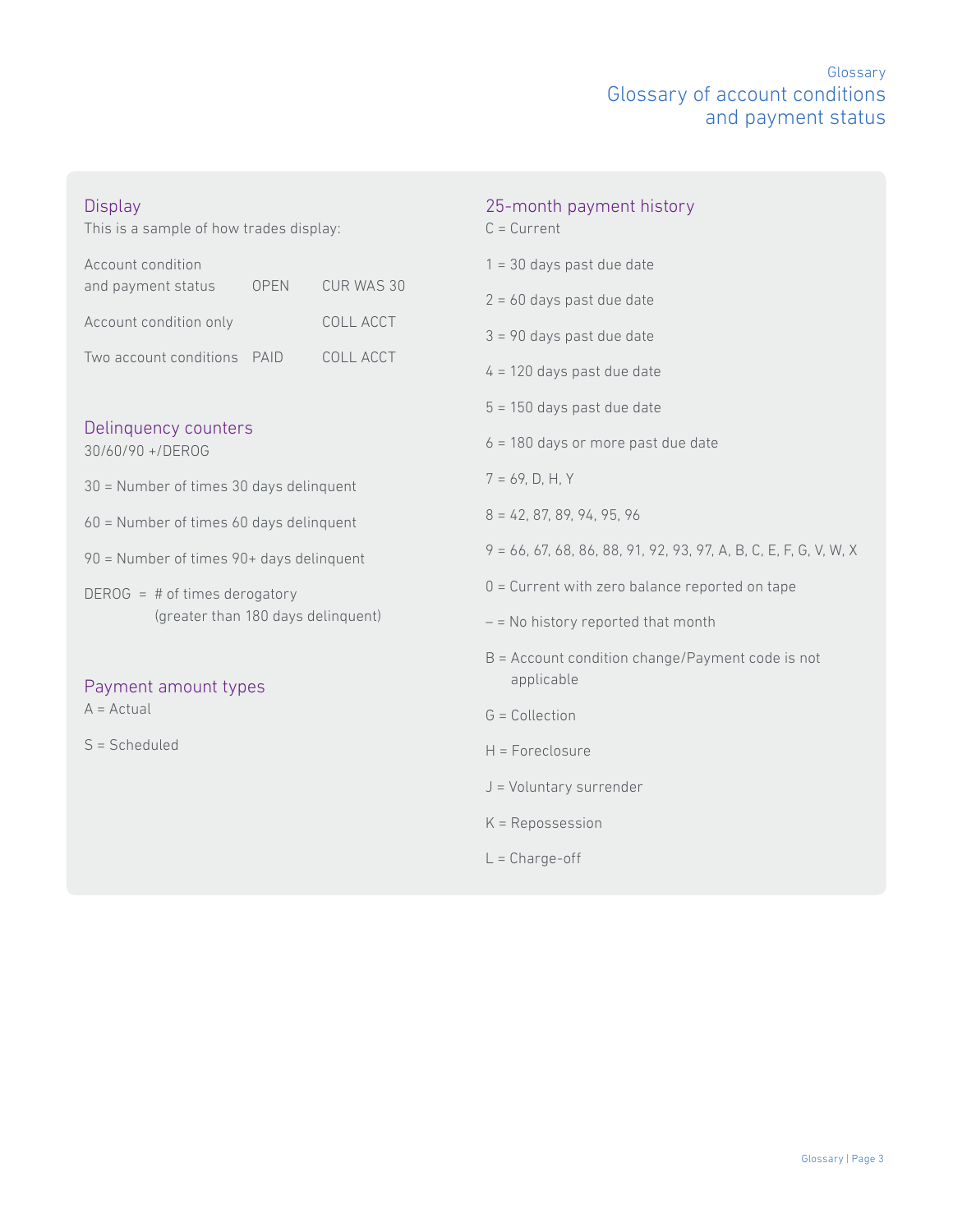# Glossary of account conditions and payment status

## Display

This is a sample of how trades display:

| | | |
|---|---|---|
| Account condition and payment status | OPEN | CUR WAS 30 |
| Account condition only | | COLL ACCT |
| Two account conditions | PAID | COLL ACCT |

## Delinquency counters

30/60/90 +/DEROG

30 = Number of times 30 days delinquent

60 = Number of times 60 days delinquent

90 = Number of times 90+ days delinquent

DEROG = # of times derogatory (greater than 180 days delinquent)

## Payment amount types

A = Actual

S = Scheduled

## 25-month payment history

C = Current

1 = 30 days past due date

2 = 60 days past due date

3 = 90 days past due date

4 = 120 days past due date

5 = 150 days past due date

6 = 180 days or more past due date

7 = 69, D, H, Y

8 = 42, 87, 89, 94, 95, 96

9 = 66, 67, 68, 86, 88, 91, 92, 93, 97, A, B, C, E, F, G, V, W, X

0 = Current with zero balance reported on tape

– = No history reported that month

B = Account condition change/Payment code is not applicable

G = Collection

H = Foreclosure

J = Voluntary surrender

K = Repossession

L = Charge-off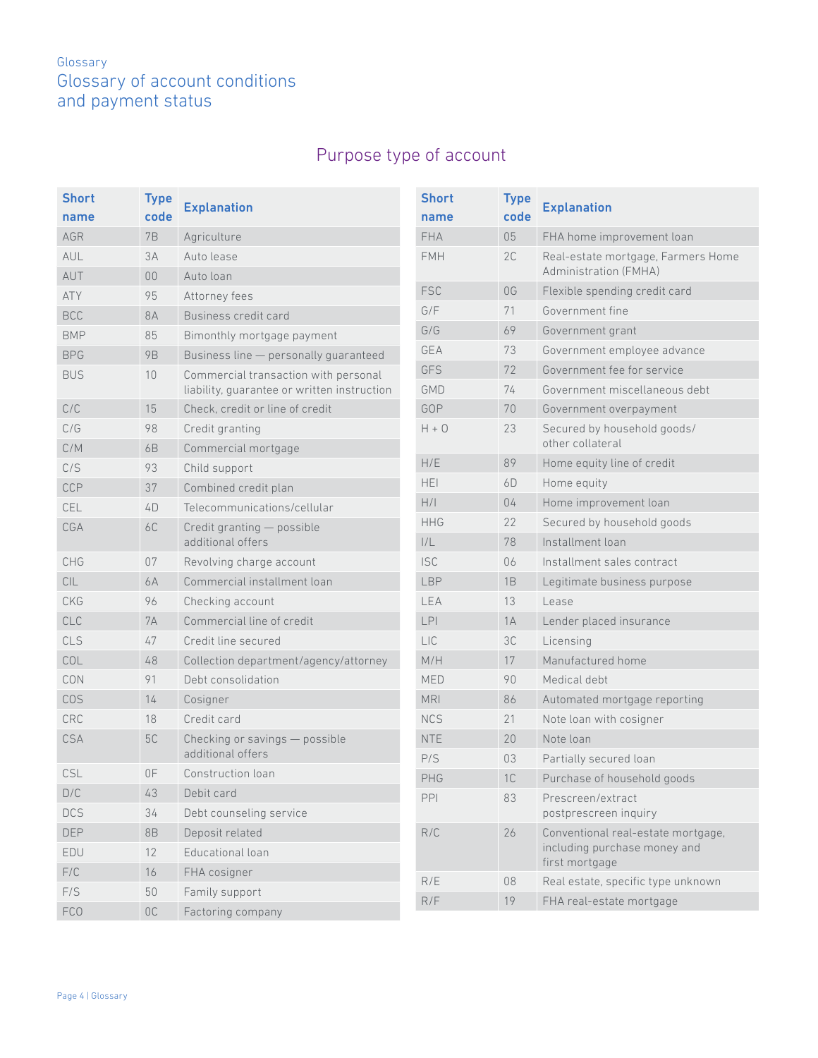Glossary

# Glossary of account conditions and payment status

## Purpose type of account

| Short name | Type code | Explanation |
|---|---|---|
| AGR | 7B | Agriculture |
| AUL | 3A | Auto lease |
| AUT | 00 | Auto loan |
| ATY | 95 | Attorney fees |
| BCC | 8A | Business credit card |
| BMP | 85 | Bimonthly mortgage payment |
| BPG | 9B | Business line — personally guaranteed |
| BUS | 10 | Commercial transaction with personal liability, guarantee or written instruction |
| C/C | 15 | Check, credit or line of credit |
| C/G | 98 | Credit granting |
| C/M | 6B | Commercial mortgage |
| C/S | 93 | Child support |
| CCP | 37 | Combined credit plan |
| CEL | 4D | Telecommunications/cellular |
| CGA | 6C | Credit granting — possible additional offers |
| CHG | 07 | Revolving charge account |
| CIL | 6A | Commercial installment loan |
| CKG | 96 | Checking account |
| CLC | 7A | Commercial line of credit |
| CLS | 47 | Credit line secured |
| COL | 48 | Collection department/agency/attorney |
| CON | 91 | Debt consolidation |
| COS | 14 | Cosigner |
| CRC | 18 | Credit card |
| CSA | 5C | Checking or savings — possible additional offers |
| CSL | 0F | Construction loan |
| D/C | 43 | Debit card |
| DCS | 34 | Debt counseling service |
| DEP | 8B | Deposit related |
| EDU | 12 | Educational loan |
| F/C | 16 | FHA cosigner |
| F/S | 50 | Family support |
| FCO | 0C | Factoring company |
| FHA | 05 | FHA home improvement loan |
| FMH | 2C | Real-estate mortgage, Farmers Home Administration (FMHA) |
| FSC | 0G | Flexible spending credit card |
| G/F | 71 | Government fine |
| G/G | 69 | Government grant |
| GEA | 73 | Government employee advance |
| GFS | 72 | Government fee for service |
| GMD | 74 | Government miscellaneous debt |
| GOP | 70 | Government overpayment |
| H + O | 23 | Secured by household goods/ other collateral |
| H/E | 89 | Home equity line of credit |
| HEI | 6D | Home equity |
| H/I | 04 | Home improvement loan |
| HHG | 22 | Secured by household goods |
| I/L | 78 | Installment loan |
| ISC | 06 | Installment sales contract |
| LBP | 1B | Legitimate business purpose |
| LEA | 13 | Lease |
| LPI | 1A | Lender placed insurance |
| LIC | 3C | Licensing |
| M/H | 17 | Manufactured home |
| MED | 90 | Medical debt |
| MRI | 86 | Automated mortgage reporting |
| NCS | 21 | Note loan with cosigner |
| NTE | 20 | Note loan |
| P/S | 03 | Partially secured loan |
| PHG | 1C | Purchase of household goods |
| PPI | 83 | Prescreen/extract postprescreen inquiry |
| R/C | 26 | Conventional real-estate mortgage, including purchase money and first mortgage |
| R/E | 08 | Real estate, specific type unknown |
| R/F | 19 | FHA real-estate mortgage |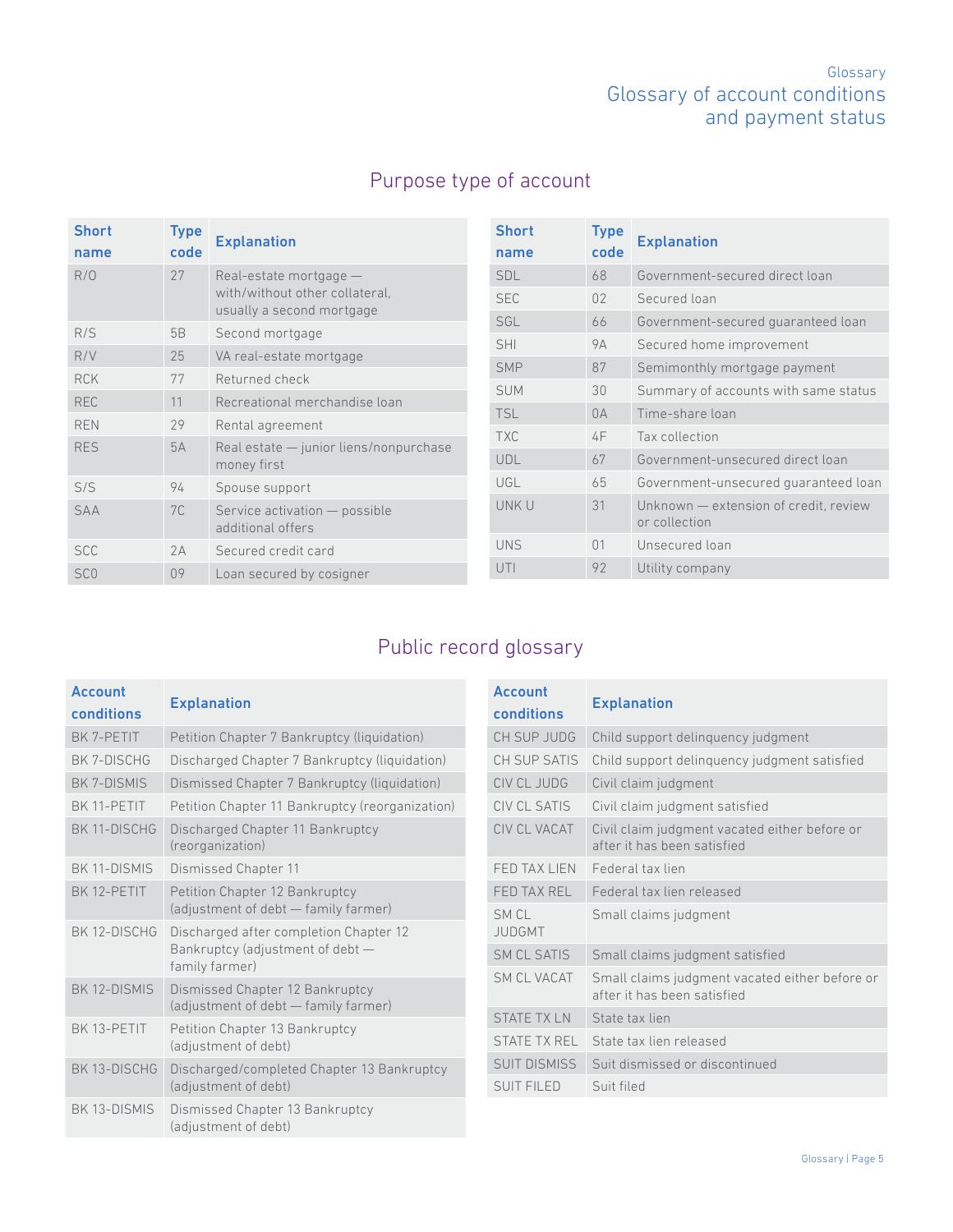# Glossary of account conditions and payment status

## Purpose type of account

| Short name | Type code | Explanation |
|---|---|---|
| R/O | 27 | Real-estate mortgage — with/without other collateral, usually a second mortgage |
| R/S | 5B | Second mortgage |
| R/V | 25 | VA real-estate mortgage |
| RCK | 77 | Returned check |
| REC | 11 | Recreational merchandise loan |
| REN | 29 | Rental agreement |
| RES | 5A | Real estate — junior liens/nonpurchase money first |
| S/S | 94 | Spouse support |
| SAA | 7C | Service activation — possible additional offers |
| SCC | 2A | Secured credit card |
| SC0 | 09 | Loan secured by cosigner |
| SDL | 68 | Government-secured direct loan |
| SEC | 02 | Secured loan |
| SGL | 66 | Government-secured guaranteed loan |
| SHI | 9A | Secured home improvement |
| SMP | 87 | Semimonthly mortgage payment |
| SUM | 30 | Summary of accounts with same status |
| TSL | 0A | Time-share loan |
| TXC | 4F | Tax collection |
| UDL | 67 | Government-unsecured direct loan |
| UGL | 65 | Government-unsecured guaranteed loan |
| UNK U | 31 | Unknown — extension of credit, review or collection |
| UNS | 01 | Unsecured loan |
| UTI | 92 | Utility company |

## Public record glossary

| Account conditions | Explanation |
|---|---|
| BK 7-PETIT | Petition Chapter 7 Bankruptcy (liquidation) |
| BK 7-DISCHG | Discharged Chapter 7 Bankruptcy (liquidation) |
| BK 7-DISMIS | Dismissed Chapter 7 Bankruptcy (liquidation) |
| BK 11-PETIT | Petition Chapter 11 Bankruptcy (reorganization) |
| BK 11-DISCHG | Discharged Chapter 11 Bankruptcy (reorganization) |
| BK 11-DISMIS | Dismissed Chapter 11 |
| BK 12-PETIT | Petition Chapter 12 Bankruptcy (adjustment of debt — family farmer) |
| BK 12-DISCHG | Discharged after completion Chapter 12 Bankruptcy (adjustment of debt — family farmer) |
| BK 12-DISMIS | Dismissed Chapter 12 Bankruptcy (adjustment of debt — family farmer) |
| BK 13-PETIT | Petition Chapter 13 Bankruptcy (adjustment of debt) |
| BK 13-DISCHG | Discharged/completed Chapter 13 Bankruptcy (adjustment of debt) |
| BK 13-DISMIS | Dismissed Chapter 13 Bankruptcy (adjustment of debt) |
| CH SUP JUDG | Child support delinquency judgment |
| CH SUP SATIS | Child support delinquency judgment satisfied |
| CIV CL JUDG | Civil claim judgment |
| CIV CL SATIS | Civil claim judgment satisfied |
| CIV CL VACAT | Civil claim judgment vacated either before or after it has been satisfied |
| FED TAX LIEN | Federal tax lien |
| FED TAX REL | Federal tax lien released |
| SM CL JUDGMT | Small claims judgment |
| SM CL SATIS | Small claims judgment satisfied |
| SM CL VACAT | Small claims judgment vacated either before or after it has been satisfied |
| STATE TX LN | State tax lien |
| STATE TX REL | State tax lien released |
| SUIT DISMISS | Suit dismissed or discontinued |
| SUIT FILED | Suit filed |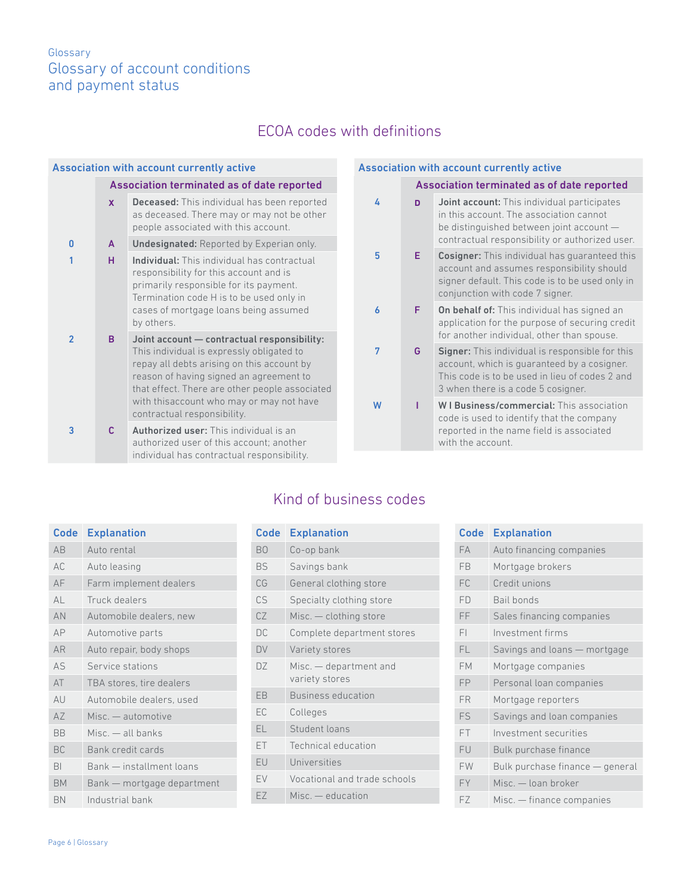Glossary

# Glossary of account conditions and payment status

## ECOA codes with definitions

| Association with account currently active | Association terminated as of date reported | |
|---|---|---|
| | X | **Deceased:** This individual has been reported as deceased. There may or may not be other people associated with this account. |
| 0 | A | **Undesignated:** Reported by Experian only. |
| 1 | H | **Individual:** This individual has contractual responsibility for this account and is primarily responsible for its payment. Termination code H is to be used only in cases of mortgage loans being assumed by others. |
| 2 | B | **Joint account — contractual responsibility:** This individual is expressly obligated to repay all debts arising on this account by reason of having signed an agreement to that effect. There are other people associated with thisaccount who may or may not have contractual responsibility. |
| 3 | C | **Authorized user:** This individual is an authorized user of this account; another individual has contractual responsibility. |
| 4 | D | **Joint account:** This individual participates in this account. The association cannot be distinguished between joint account — contractual responsibility or authorized user. |
| 5 | E | **Cosigner:** This individual has guaranteed this account and assumes responsibility should signer default. This code is to be used only in conjunction with code 7 signer. |
| 6 | F | **On behalf of:** This individual has signed an application for the purpose of securing credit for another individual, other than spouse. |
| 7 | G | **Signer:** This individual is responsible for this account, which is guaranteed by a cosigner. This code is to be used in lieu of codes 2 and 3 when there is a code 5 cosigner. |
| W | I | **W I Business/commercial:** This association code is used to identify that the company reported in the name field is associated with the account. |

## Kind of business codes

| Code | Explanation |
|---|---|
| AB | Auto rental |
| AC | Auto leasing |
| AF | Farm implement dealers |
| AL | Truck dealers |
| AN | Automobile dealers, new |
| AP | Automotive parts |
| AR | Auto repair, body shops |
| AS | Service stations |
| AT | TBA stores, tire dealers |
| AU | Automobile dealers, used |
| AZ | Misc. — automotive |
| BB | Misc. — all banks |
| BC | Bank credit cards |
| BI | Bank — installment loans |
| BM | Bank — mortgage department |
| BN | Industrial bank |
| BO | Co-op bank |
| BS | Savings bank |
| CG | General clothing store |
| CS | Specialty clothing store |
| CZ | Misc. — clothing store |
| DC | Complete department stores |
| DV | Variety stores |
| DZ | Misc. — department and variety stores |
| EB | Business education |
| EC | Colleges |
| EL | Student loans |
| ET | Technical education |
| EU | Universities |
| EV | Vocational and trade schools |
| EZ | Misc. — education |
| FA | Auto financing companies |
| FB | Mortgage brokers |
| FC | Credit unions |
| FD | Bail bonds |
| FF | Sales financing companies |
| FI | Investment firms |
| FL | Savings and loans — mortgage |
| FM | Mortgage companies |
| FP | Personal loan companies |
| FR | Mortgage reporters |
| FS | Savings and loan companies |
| FT | Investment securities |
| FU | Bulk purchase finance |
| FW | Bulk purchase finance — general |
| FY | Misc. — loan broker |
| FZ | Misc. — finance companies |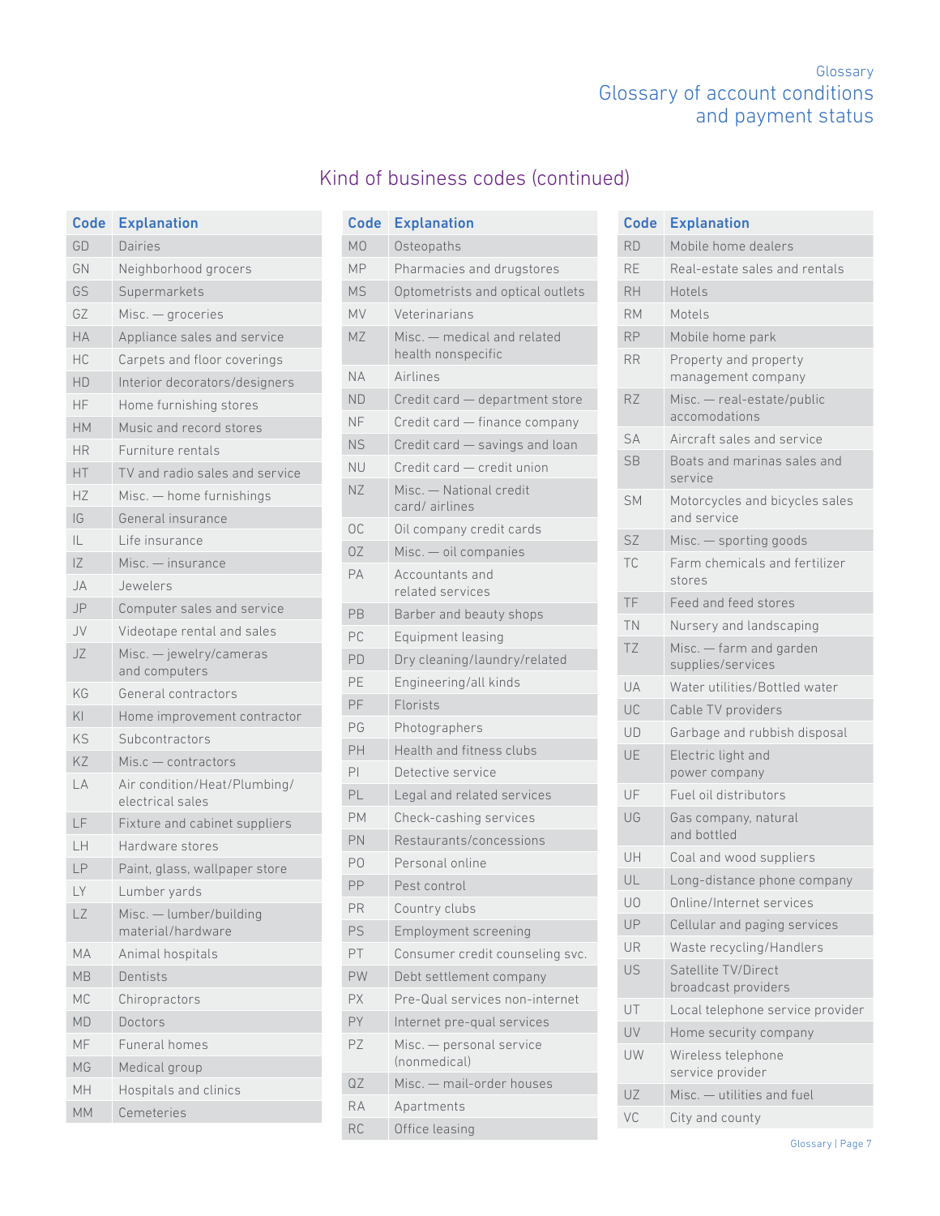# Glossary of account conditions and payment status

## Kind of business codes (continued)

| Code | Explanation |
|---|---|
| GD | Dairies |
| GN | Neighborhood grocers |
| GS | Supermarkets |
| GZ | Misc. — groceries |
| HA | Appliance sales and service |
| HC | Carpets and floor coverings |
| HD | Interior decorators/designers |
| HF | Home furnishing stores |
| HM | Music and record stores |
| HR | Furniture rentals |
| HT | TV and radio sales and service |
| HZ | Misc. — home furnishings |
| IG | General insurance |
| IL | Life insurance |
| IZ | Misc. — insurance |
| JA | Jewelers |
| JP | Computer sales and service |
| JV | Videotape rental and sales |
| JZ | Misc. — jewelry/cameras and computers |
| KG | General contractors |
| KI | Home improvement contractor |
| KS | Subcontractors |
| KZ | Mis.c — contractors |
| LA | Air condition/Heat/Plumbing/electrical sales |
| LF | Fixture and cabinet suppliers |
| LH | Hardware stores |
| LP | Paint, glass, wallpaper store |
| LY | Lumber yards |
| LZ | Misc. — lumber/building material/hardware |
| MA | Animal hospitals |
| MB | Dentists |
| MC | Chiropractors |
| MD | Doctors |
| MF | Funeral homes |
| MG | Medical group |
| MH | Hospitals and clinics |
| MM | Cemeteries |
| MO | Osteopaths |
| MP | Pharmacies and drugstores |
| MS | Optometrists and optical outlets |
| MV | Veterinarians |
| MZ | Misc. — medical and related health nonspecific |
| NA | Airlines |
| ND | Credit card — department store |
| NF | Credit card — finance company |
| NS | Credit card — savings and loan |
| NU | Credit card — credit union |
| NZ | Misc. — National credit card/ airlines |
| OC | Oil company credit cards |
| OZ | Misc. — oil companies |
| PA | Accountants and related services |
| PB | Barber and beauty shops |
| PC | Equipment leasing |
| PD | Dry cleaning/laundry/related |
| PE | Engineering/all kinds |
| PF | Florists |
| PG | Photographers |
| PH | Health and fitness clubs |
| PI | Detective service |
| PL | Legal and related services |
| PM | Check-cashing services |
| PN | Restaurants/concessions |
| PO | Personal online |
| PP | Pest control |
| PR | Country clubs |
| PS | Employment screening |
| PT | Consumer credit counseling svc. |
| PW | Debt settlement company |
| PX | Pre-Qual services non-internet |
| PY | Internet pre-qual services |
| PZ | Misc. — personal service (nonmedical) |
| QZ | Misc. — mail-order houses |
| RA | Apartments |
| RC | Office leasing |
| RD | Mobile home dealers |
| RE | Real-estate sales and rentals |
| RH | Hotels |
| RM | Motels |
| RP | Mobile home park |
| RR | Property and property management company |
| RZ | Misc. — real-estate/public accomodations |
| SA | Aircraft sales and service |
| SB | Boats and marinas sales and service |
| SM | Motorcycles and bicycles sales and service |
| SZ | Misc. — sporting goods |
| TC | Farm chemicals and fertilizer stores |
| TF | Feed and feed stores |
| TN | Nursery and landscaping |
| TZ | Misc. — farm and garden supplies/services |
| UA | Water utilities/Bottled water |
| UC | Cable TV providers |
| UD | Garbage and rubbish disposal |
| UE | Electric light and power company |
| UF | Fuel oil distributors |
| UG | Gas company, natural and bottled |
| UH | Coal and wood suppliers |
| UL | Long-distance phone company |
| UO | Online/Internet services |
| UP | Cellular and paging services |
| UR | Waste recycling/Handlers |
| US | Satellite TV/Direct broadcast providers |
| UT | Local telephone service provider |
| UV | Home security company |
| UW | Wireless telephone service provider |
| UZ | Misc. — utilities and fuel |
| VC | City and county |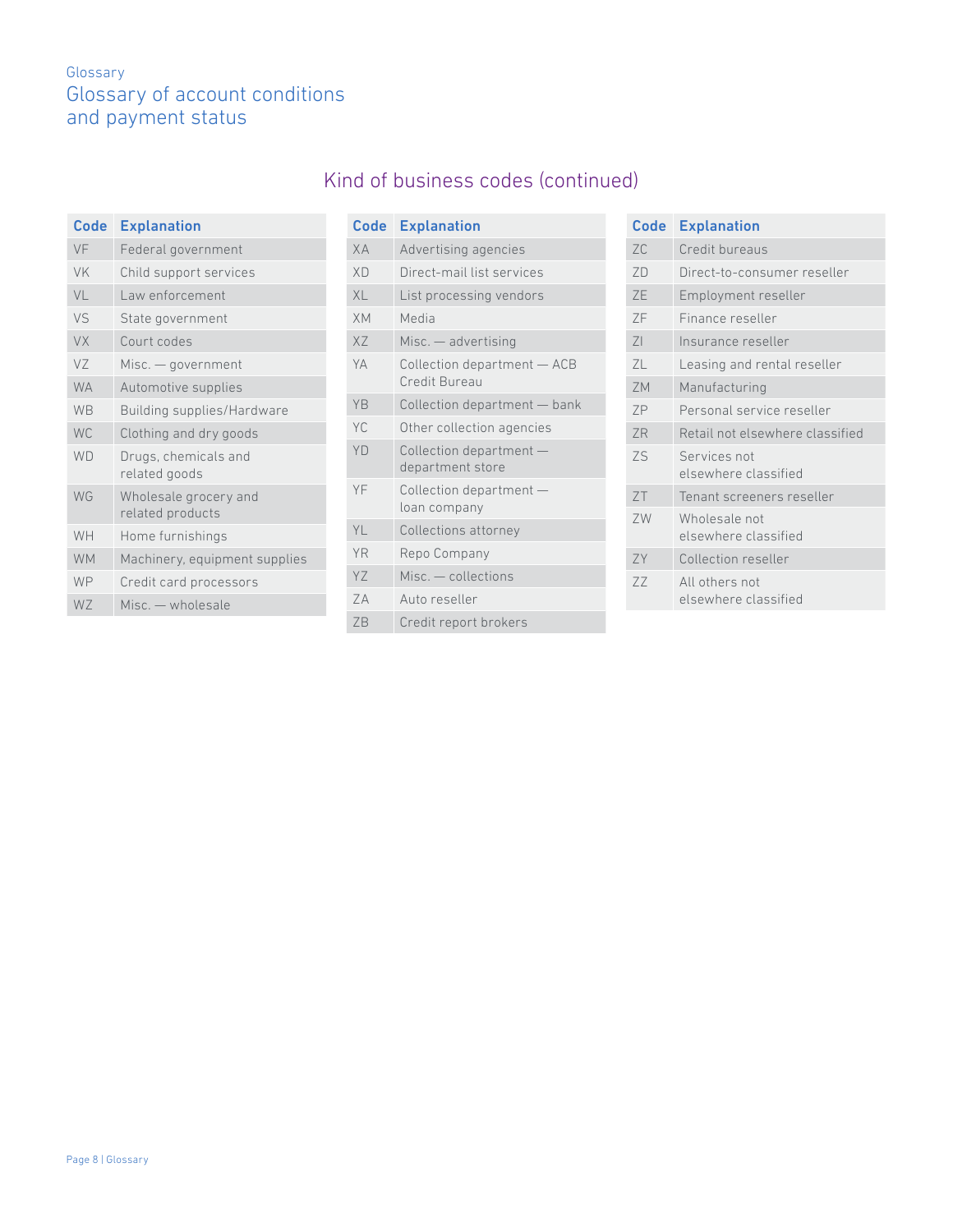Glossary

# Glossary of account conditions and payment status

## Kind of business codes (continued)

| Code | Explanation |
|---|---|
| VF | Federal government |
| VK | Child support services |
| VL | Law enforcement |
| VS | State government |
| VX | Court codes |
| VZ | Misc. — government |
| WA | Automotive supplies |
| WB | Building supplies/Hardware |
| WC | Clothing and dry goods |
| WD | Drugs, chemicals and related goods |
| WG | Wholesale grocery and related products |
| WH | Home furnishings |
| WM | Machinery, equipment supplies |
| WP | Credit card processors |
| WZ | Misc. — wholesale |

| Code | Explanation |
|---|---|
| XA | Advertising agencies |
| XD | Direct-mail list services |
| XL | List processing vendors |
| XM | Media |
| XZ | Misc. — advertising |
| YA | Collection department — ACB Credit Bureau |
| YB | Collection department — bank |
| YC | Other collection agencies |
| YD | Collection department — department store |
| YF | Collection department — loan company |
| YL | Collections attorney |
| YR | Repo Company |
| YZ | Misc. — collections |
| ZA | Auto reseller |
| ZB | Credit report brokers |

| Code | Explanation |
|---|---|
| ZC | Credit bureaus |
| ZD | Direct-to-consumer reseller |
| ZE | Employment reseller |
| ZF | Finance reseller |
| ZI | Insurance reseller |
| ZL | Leasing and rental reseller |
| ZM | Manufacturing |
| ZP | Personal service reseller |
| ZR | Retail not elsewhere classified |
| ZS | Services not elsewhere classified |
| ZT | Tenant screeners reseller |
| ZW | Wholesale not elsewhere classified |
| ZY | Collection reseller |
| ZZ | All others not elsewhere classified |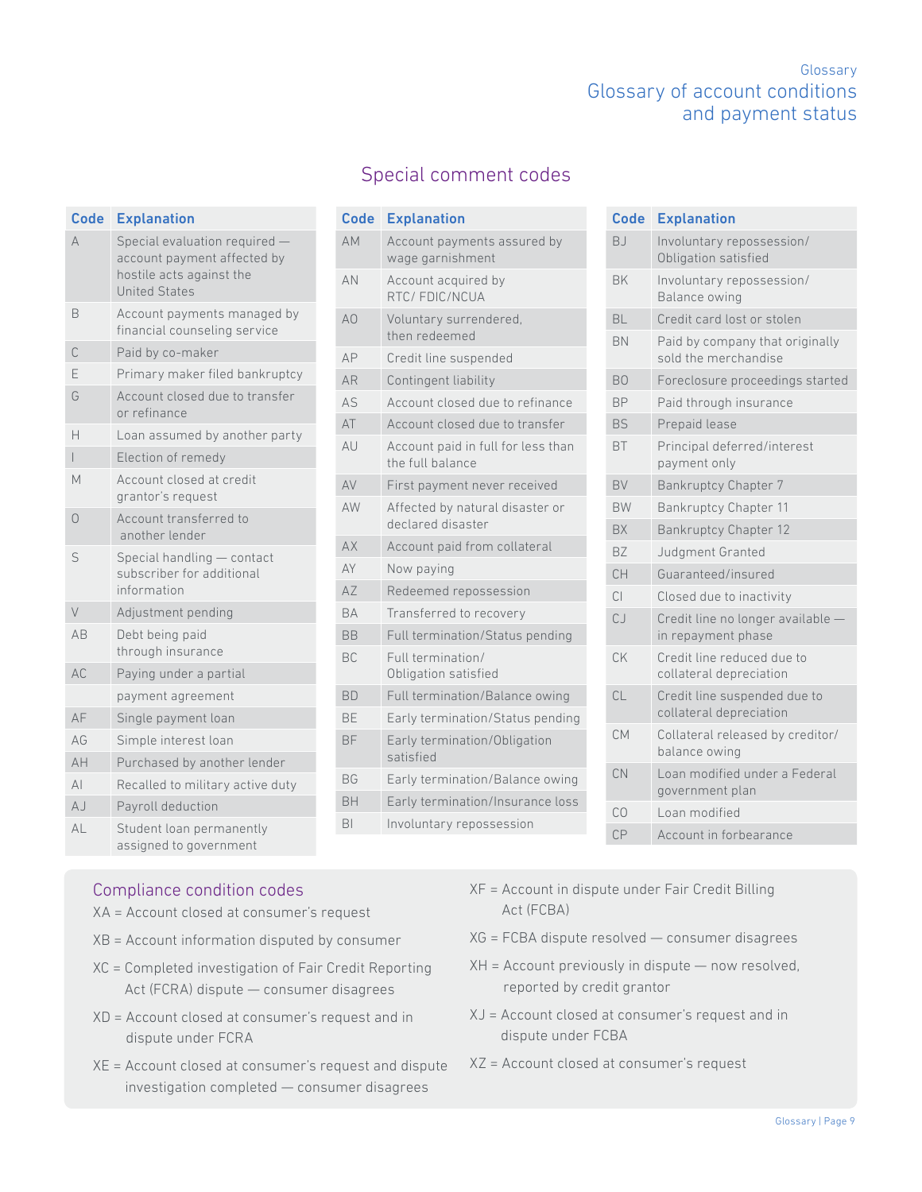# Glossary of account conditions and payment status

## Special comment codes

| Code | Explanation |
|---|---|
| A | Special evaluation required — account payment affected by hostile acts against the United States |
| B | Account payments managed by financial counseling service |
| C | Paid by co-maker |
| E | Primary maker filed bankruptcy |
| G | Account closed due to transfer or refinance |
| H | Loan assumed by another party |
| I | Election of remedy |
| M | Account closed at credit grantor's request |
| O | Account transferred to another lender |
| S | Special handling — contact subscriber for additional information |
| V | Adjustment pending |
| AB | Debt being paid through insurance |
| AC | Paying under a partial payment agreement |
| AF | Single payment loan |
| AG | Simple interest loan |
| AH | Purchased by another lender |
| AI | Recalled to military active duty |
| AJ | Payroll deduction |
| AL | Student loan permanently assigned to government |
| AM | Account payments assured by wage garnishment |
| AN | Account acquired by RTC/ FDIC/NCUA |
| AO | Voluntary surrendered, then redeemed |
| AP | Credit line suspended |
| AR | Contingent liability |
| AS | Account closed due to refinance |
| AT | Account closed due to transfer |
| AU | Account paid in full for less than the full balance |
| AV | First payment never received |
| AW | Affected by natural disaster or declared disaster |
| AX | Account paid from collateral |
| AY | Now paying |
| AZ | Redeemed repossession |
| BA | Transferred to recovery |
| BB | Full termination/Status pending |
| BC | Full termination/ Obligation satisfied |
| BD | Full termination/Balance owing |
| BE | Early termination/Status pending |
| BF | Early termination/Obligation satisfied |
| BG | Early termination/Balance owing |
| BH | Early termination/Insurance loss |
| BI | Involuntary repossession |
| BJ | Involuntary repossession/ Obligation satisfied |
| BK | Involuntary repossession/ Balance owing |
| BL | Credit card lost or stolen |
| BN | Paid by company that originally sold the merchandise |
| BO | Foreclosure proceedings started |
| BP | Paid through insurance |
| BS | Prepaid lease |
| BT | Principal deferred/interest payment only |
| BV | Bankruptcy Chapter 7 |
| BW | Bankruptcy Chapter 11 |
| BX | Bankruptcy Chapter 12 |
| BZ | Judgment Granted |
| CH | Guaranteed/insured |
| CI | Closed due to inactivity |
| CJ | Credit line no longer available — in repayment phase |
| CK | Credit line reduced due to collateral depreciation |
| CL | Credit line suspended due to collateral depreciation |
| CM | Collateral released by creditor/ balance owing |
| CN | Loan modified under a Federal government plan |
| CO | Loan modified |
| CP | Account in forbearance |

## Compliance condition codes

XA = Account closed at consumer's request

XB = Account information disputed by consumer

XC = Completed investigation of Fair Credit Reporting Act (FCRA) dispute — consumer disagrees

XD = Account closed at consumer's request and in dispute under FCRA

XE = Account closed at consumer's request and dispute investigation completed — consumer disagrees

XF = Account in dispute under Fair Credit Billing Act (FCBA)

XG = FCBA dispute resolved — consumer disagrees

XH = Account previously in dispute — now resolved, reported by credit grantor

XJ = Account closed at consumer's request and in dispute under FCBA

XZ = Account closed at consumer's request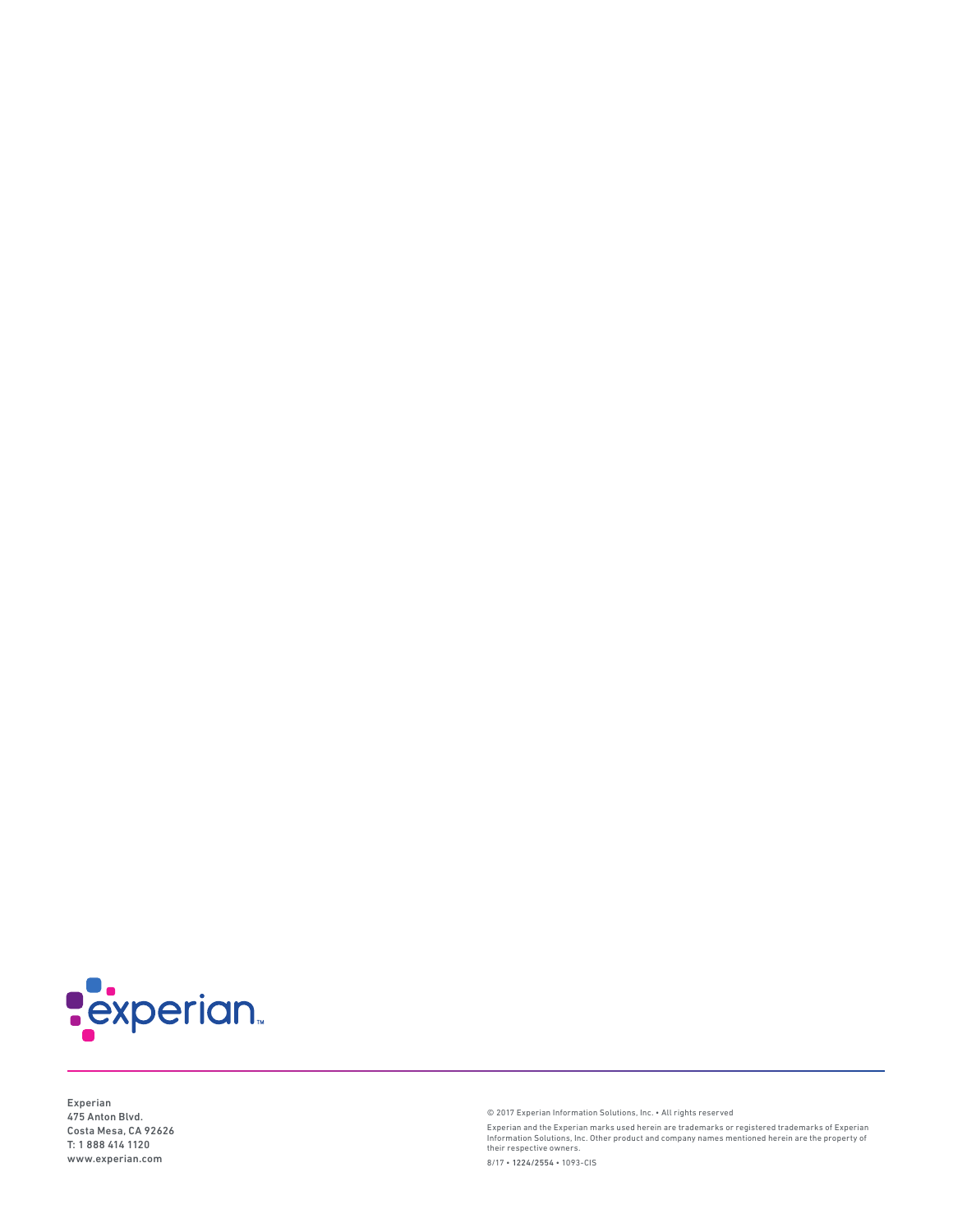Experian
475 Anton Blvd.
Costa Mesa, CA 92626
T: 1 888 414 1120
www.experian.com

© 2017 Experian Information Solutions, Inc. • All rights reserved

Experian and the Experian marks used herein are trademarks or registered trademarks of Experian Information Solutions, Inc. Other product and company names mentioned herein are the property of their respective owners.

8/17 • 1224/2554 • 1093-CIS